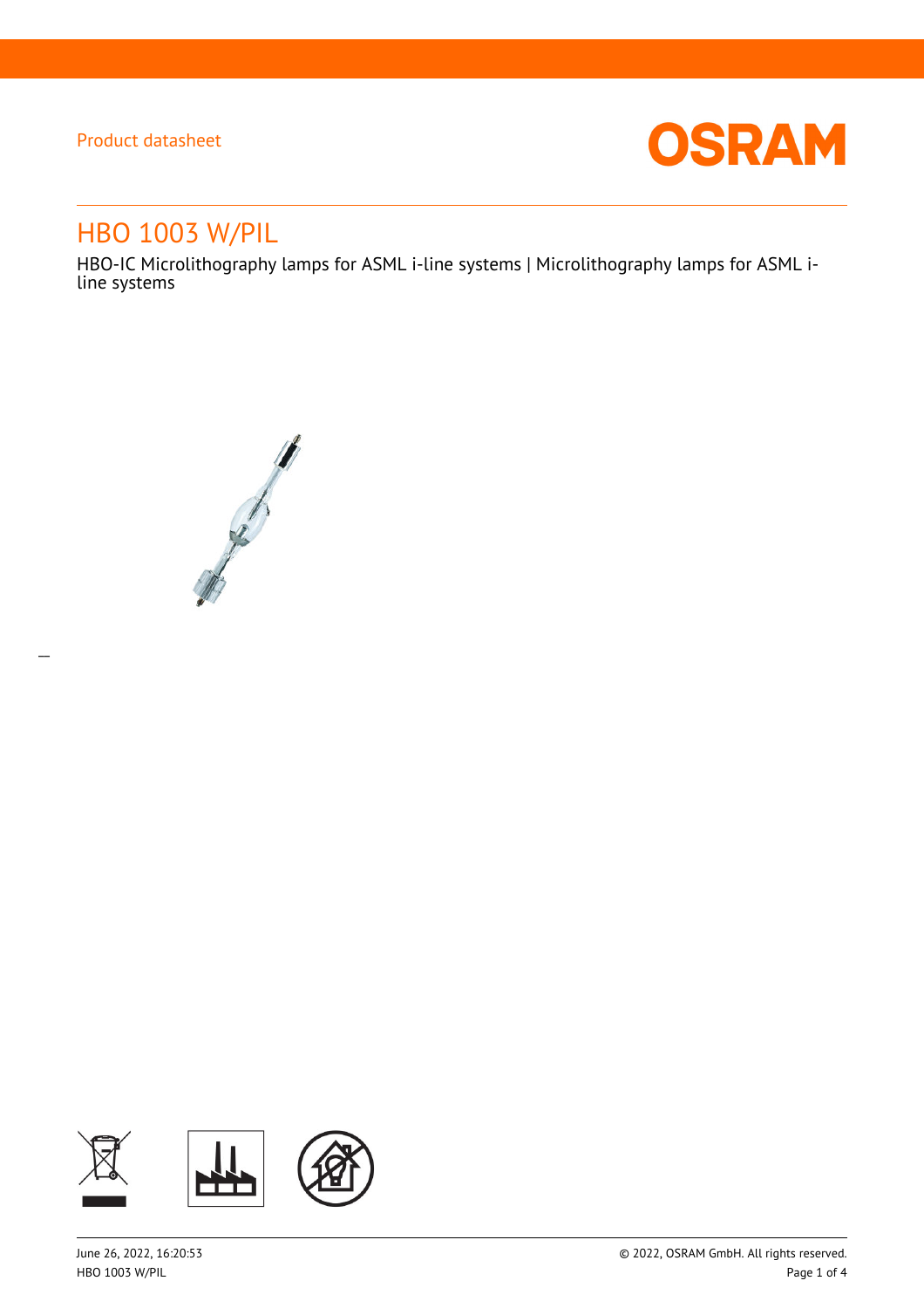Product datasheet

# HBO 1003 W/PIL

HBO-IC Microlithography lamps for ASML i-line systems | Microlithography lamps for ASML i-line systems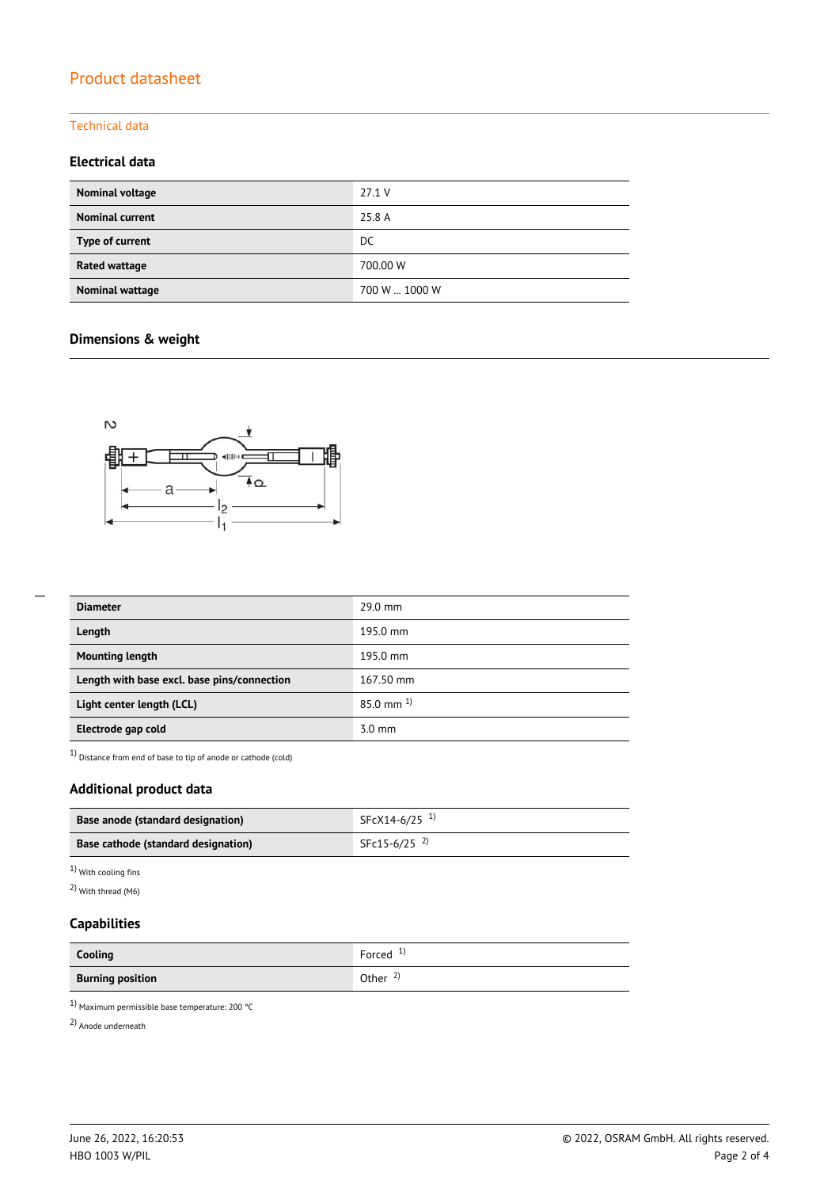# Product datasheet

## Technical data

### Electrical data

| Nominal voltage | 27.1 V |
|---|---|
| Nominal current | 25.8 A |
| Type of current | DC |
| Rated wattage | 700.00 W |
| Nominal wattage | 700 W … 1000 W |

### Dimensions & weight

| Diameter | 29.0 mm |
|---|---|
| Length | 195.0 mm |
| Mounting length | 195.0 mm |
| Length with base excl. base pins/connection | 167.50 mm |
| Light center length (LCL) | 85.0 mm [1] |
| Electrode gap cold | 3.0 mm |

[1] Distance from end of base to tip of anode or cathode (cold)

### Additional product data

| Base anode (standard designation) | SFcX14-6/25 [1] |
|---|---|
| Base cathode (standard designation) | SFc15-6/25 [2] |

[1] With cooling fins

[2] With thread (M6)

### Capabilities

| Cooling | Forced [1] |
|---|---|
| Burning position | Other [2] |

[1] Maximum permissible base temperature: 200 °C

[2] Anode underneath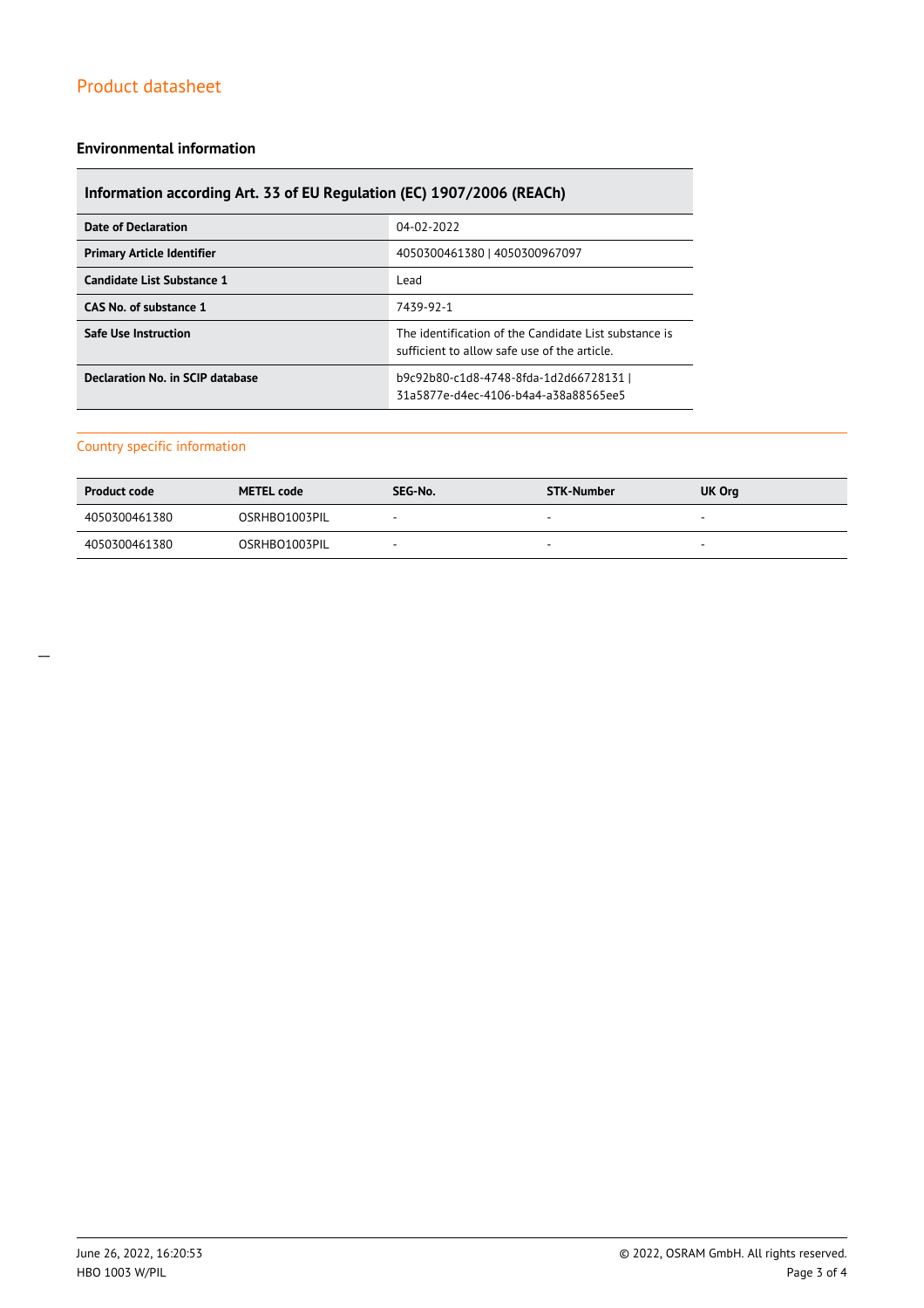## Environmental information

| Information according Art. 33 of EU Regulation (EC) 1907/2006 (REACh) | |
|---|---|
| **Date of Declaration** | 04-02-2022 |
| **Primary Article Identifier** | 4050300461380 \| 4050300967097 |
| **Candidate List Substance 1** | Lead |
| **CAS No. of substance 1** | 7439-92-1 |
| **Safe Use Instruction** | The identification of the Candidate List substance is sufficient to allow safe use of the article. |
| **Declaration No. in SCIP database** | b9c92b80-c1d8-4748-8fda-1d2d66728131 \| 31a5877e-d4ec-4106-b4a4-a38a88565ee5 |

### Country specific information

| Product code | METEL code | SEG-No. | STK-Number | UK Org |
|---|---|---|---|---|
| 4050300461380 | OSRHBO1003PIL | - | - | - |
| 4050300461380 | OSRHBO1003PIL | - | - | - |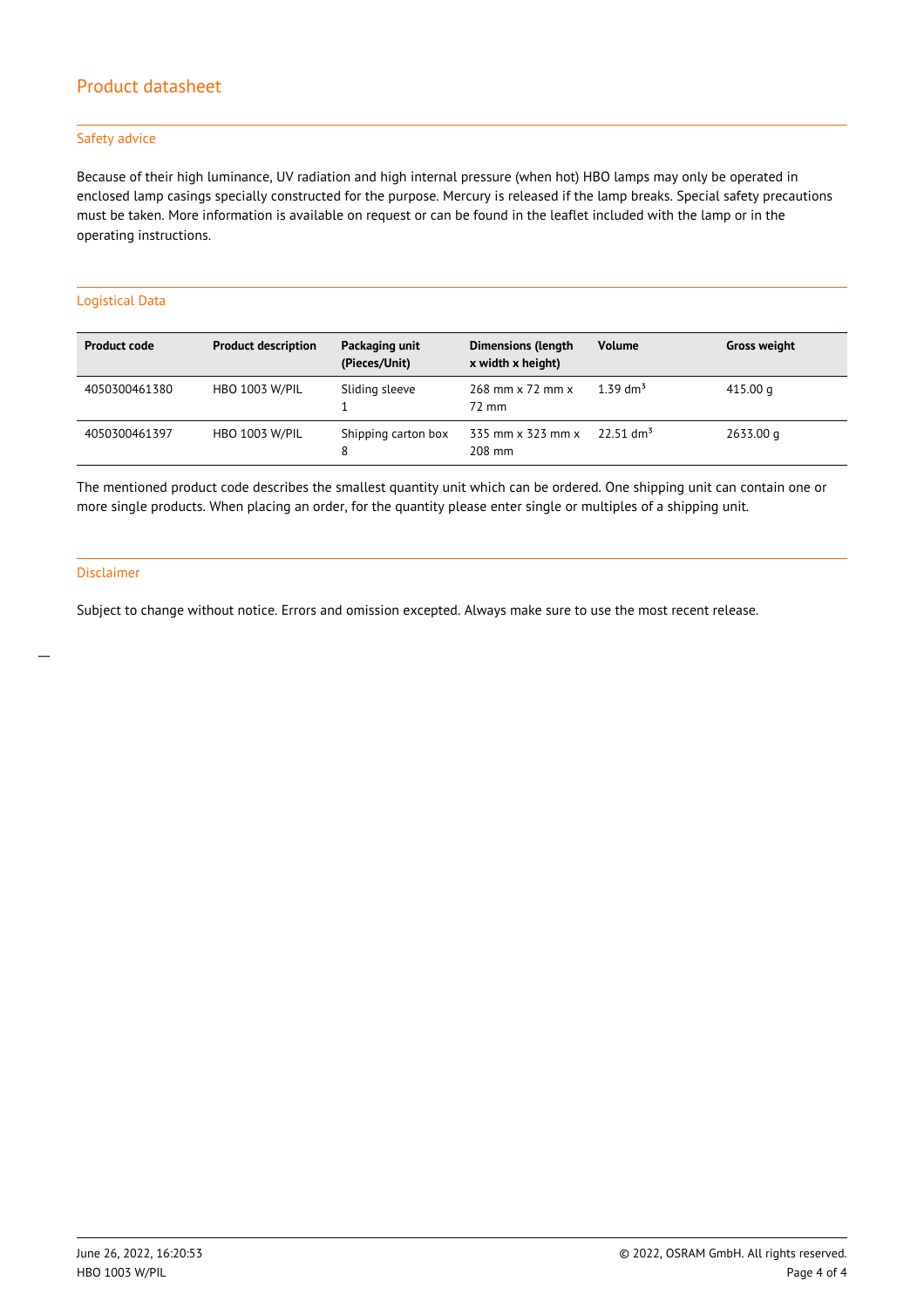# Product datasheet

## Safety advice

Because of their high luminance, UV radiation and high internal pressure (when hot) HBO lamps may only be operated in enclosed lamp casings specially constructed for the purpose. Mercury is released if the lamp breaks. Special safety precautions must be taken. More information is available on request or can be found in the leaflet included with the lamp or in the operating instructions.

## Logistical Data

| Product code | Product description | Packaging unit (Pieces/Unit) | Dimensions (length x width x height) | Volume | Gross weight |
|---|---|---|---|---|---|
| 4050300461380 | HBO 1003 W/PIL | Sliding sleeve 1 | 268 mm x 72 mm x 72 mm | 1.39 $dm^3$ | 415.00 g |
| 4050300461397 | HBO 1003 W/PIL | Shipping carton box 8 | 335 mm x 323 mm x 208 mm | 22.51 $dm^3$ | 2633.00 g |

The mentioned product code describes the smallest quantity unit which can be ordered. One shipping unit can contain one or more single products. When placing an order, for the quantity please enter single or multiples of a shipping unit.

## Disclaimer

Subject to change without notice. Errors and omission excepted. Always make sure to use the most recent release.